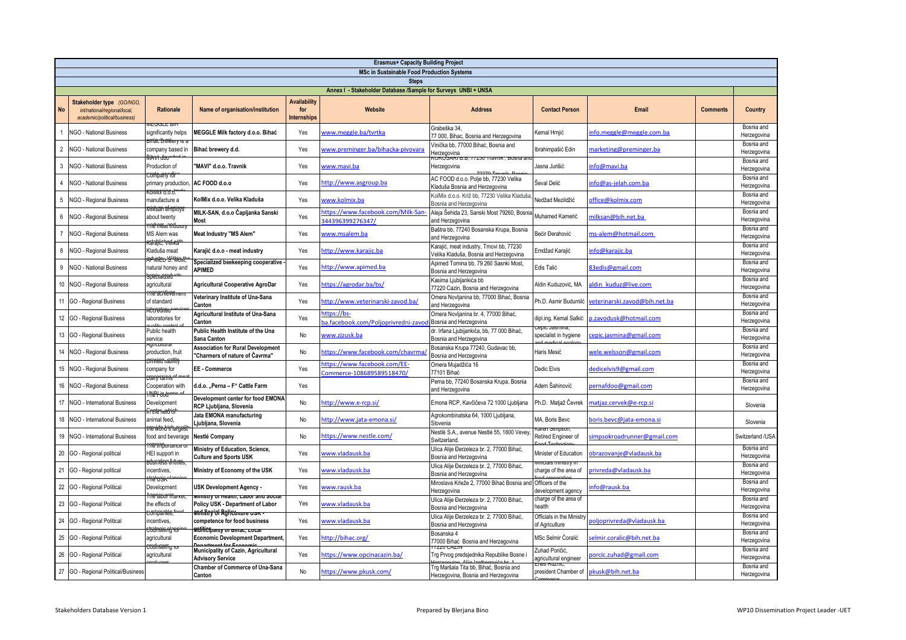# Erasmus+ Capacity Building Project

## MSc in Sustainable Food Production Systems

### Steps

**Annex I - Stakeholder Database /Sample for Surveys UNBI + UNSA**

| No | Stakeholder type (GO/NGO, int/national/regional/local, academic/political/business) | Rationale | Name of organisation/institution | Availability for Internships | Website | Address | Contact Person | Email | Comments | Country |
|---|---|---|---|---|---|---|---|---|---|---|
| 1 | NGO - National Business | MEGGLE BiH significantly helps | MEGGLE Milk factory d.o.o. Bihać | Yes | www.meggle.ba/tvrtka | Grabeška 34, 77 000, Bihac, Bosnia and Herzegovina | Kemal Hrnjić | info.meggle@meggle.com.ba | | Bosnia and Herzegovina |
| 2 | NGO - National Business | Bihać brewery is a company based in | Bihać brewery d.d. | Yes | www.preminger.ba/bihacka-pivovara | Vinička bb, 77000 Bihać, Bosnia and Herzegovina | Ibrahimpašić Edin | marketing@preminger.ba | | Bosnia and Herzegovina |
| 3 | NGO - National Business | Mavi d.o.o. founded in Production of | "MAVI" d.o.o. Travnik | Yes | www.mavi.ba | KOKOŠARI B.B, 72290 Travnik , Bosnia and Herzegovina | Jasna Jurišić | info@mavi.ba | | Bosnia and Herzegovina |
| 4 | NGO - National Business | Company for primary production, | AC FOOD d.o.o | Yes | http://www.asgroup.ba | AC FOOD d.o.o. Polje bb, 77230 Velika Kladuša Bosnia and Herzegovina | Ševal Delić | info@as-jelah.com.ba | | Bosnia and Herzegovina |
| 5 | NGO - Regional Business | KolMix d.o.o. trade manufacture a | KolMix d.o.o. Velika Kladuša | Yes | www.kolmix.ba | KolMix d.o.o. Križ bb, 77230 Velika Kladuša, Bosnia and Herzegovina | Nedžad Mezildžić | office@kolmix.com | | Bosnia and Herzegovina |
| 6 | NGO - Regional Business | Milksan employs about twenty | MILK-SAN, d.o.o Čapljanka Sanski Most | Yes | https://www.facebook.com/Milk-San-344396399276347/ | Aleja Šehida 23, Sanski Most 79260, Bosnia and Herzegovina | Muhamed Kamerić | milksan@bih.net.ba | | Bosnia and Herzegovina |
| 7 | NGO - Regional Business | The meat industry MS Alem was | Meat Industry "MS Alem" | Yes | www.msalem.ba | Baštra bb, 77240 Bosanska Krupa, Bosnia and Herzegovina | Bećir Đerahović | ms-alem@hotmail.com | | Bosnia and Herzegovina |
| 8 | NGO - Regional Business | Karajić, Velika Kladuša meat | Karajić d.o.o - meat industry | Yes | http://www.karajic.ba | Karajić, meat industry, Trnovi bb, 77230 Velika Kladuša, Bosnia and Herzegovina | Emdžad Karajić | info@karajic.ba | | Bosnia and Herzegovina |
| 9 | NGO - National Business | APIMED S. Most, natural honey and | Specialized beekeeping cooperative - APIMED | Yes | http://www.apimed.ba | Apimed Tomina bb, 79 260 Sasnki Most, Bosnia and Herzegovina | Edis Talić | 83edis@gmail.com | | Bosnia and Herzegovina |
| 10 | NGO - Regional Business | Specialized agricultural | Agricultural Cooperative AgroDar | Yes | https://agrodar.ba/bs/ | Kasima Ljubijankića bb 77220 Cazin, Bosnia and Herzegovina | Aldin Kuduzović, MA | aldin_kuduz@live.com | | Bosnia and Herzegovina |
| 11 | GO - Regional Business | The achievement of standard | Veterinary Institute of Una-Sana Canton | Yes | http://www.veterinarski-zavod.ba/ | Omera Novljanina bb, 77000 Bihać, Bosnia and Herzegovina | Ph.D. Asmir Budimlić | veterinarski.zavod@bih.net.ba | | Bosnia and Herzegovina |
| 12 | GO - Regional Business | Accredited laboratories for | Agricultural Institute of Una-Sana Canton | Yes | https://bs-ba.facebook.com/Poljoprivredni-zavod | Omera Novljanina br. 4, 77000 Bihać, Bosnia and Herzegovina | dipl.ing. Kemal Salkić | p.zavodusk@hotmail.com | | Bosnia and Herzegovina |
| 13 | GO - Regional Business | Public health service | Public Health Institute of the Una Sana Canton | No | www.zjzusk.ba | dr. Irfana Ljubijankića, bb, 77 000 Bihać, Bosnia and Herzegovina | Cepić Jasmina, specialist in hygiene and medical ecology | cepic.jasmina@gmail.com | | Bosnia and Herzegovina |
| 14 | NGO - Regional Business | Agricultural production, fruit | Association for Rural Development "Charmers of nature of Čavrma" | No | https://www.facebook.com/chavrma/ | Bosanska Krupa 77240, Gudavac bb, Bosnia and Herzegovina | Haris Mesić | wele.welsson@gmail.com | | Bosnia and Herzegovina |
| 15 | NGO - Regional Business | Limited liability company for | EE - Commerce | Yes | https://www.facebook.com/EE-Commerce-108689589518470/ | Omera Mujadžića 16 77101 Bihać | Dedic Elvis | dedicelvis9@gmail.com | | Bosnia and Herzegovina |
| 16 | NGO - Regional Business | Dairy farming Cooperation with | d.d.o. „Perna – F" Cattle Farm | Yes | | Perna bb, 77240 Bosanska Krupa, Bosnia and Herzegovina | Adem Šahinović | pernafdoo@gmail.com | | Bosnia and Herzegovina |
| 17 | NGO - International Business | UNBI in terms of Development | Development center for food EMONA RCP Ljubljana, Slovenia | No | http://www.e-rcp.si/ | Emona RCP, Kavčičeva 72 1000 Ljubljana | Ph.D. Matjaž Červek | matjaz.cervek@e-rcp.si | | Slovenia |
| 18 | NGO - International Business | In the field of animal feed, | Jata EMONA manufacturing Ljubljana, Slovenia | No | http://www.jata-emona.si/ | Agrokombinatska 64, 1000 Ljubljana, Slovenia | MA, Boris Bevc | boris.bevc@jata-emona.si | | Slovenia |
| 19 | NGO - International Business | The world's largest food and beverage | Nestlé Company | No | https://www.nestle.com/ | Nestlé S.A., avenue Nestlé 55, 1800 Vevey, Switzerland. | Karen Simpson, Retired Engineer of Food Technology | simpsokroadrunner@gmail.com | | Switzerland /USA |
| 20 | GO - Regional political | The importance of HEI support in | Ministry of Education, Science, Culture and Sports USK | Yes | www.vladausk.ba | Ulica Alije Derzeleza br. 2, 77000 Bihać, Bosnia and Herzegovina | Minister of Education | obrazovanje@vladausk.ba | | Bosnia and Herzegovina |
| 21 | GO - Regional political | Business entities, incentives, | Ministry of Economy of the USK | Yes | www.vladausk.ba | Ulica Alije Derzeleza br. 2, 77000 Bihać, Bosnia and Herzegovina | Officials ministry in charge of the area of food preparation | privreda@vladausk.ba | | Bosnia and Herzegovina |
| 22 | GO - Regional Political | The USK Development | USK Development Agency - | Yes | www.rausk.ba | Miroslava Krleže 2, 77000 Bihać Bosnia and Herzegovina | Officers of the development agency | info@rausk.ba | | Bosnia and Herzegovina |
| 23 | GO - Regional Political | The labor market, the effects of | Ministry of Health, Labor and Social Policy USK - Department of Labor and Social Policy | Yes | www.vladausk.ba | Ulica Alije Derzeleza br. 2, 77000 Bihać, Bosnia and Herzegovina | charge of the area of health | | | Bosnia and Herzegovina |
| 24 | GO - Regional Political | Sustainable food companies, incentives, | Ministry of Agriculture USK - competence for food business entities | Yes | www.vladausk.ba | Ulica Alije Derzeleza br. 2, 77000 Bihać, Bosnia and Herzegovina | Officials in the Ministry of Agriculture | poljoprivreda@vladausk.ba | | Bosnia and Herzegovina |
| 25 | GO - Regional Political | Counseling for agricultural | Municipality of Bihać, Local Economic Development Department, Department for Economic | Yes | http://bihac.org/ | Bosanska 4 77000 Bihać Bosnia and Herzegovina | MSc Selmir Ćoralić | selmir.coralic@bih.net.ba | | Bosnia and Herzegovina |
| 26 | GO - Regional Political | Counseling for agricultural producers | Municipality of Cazin, Agricultural Advisory Service | Yes | https://www.opcinacazin.ba/ | 77220 CAZIN Trg Prvog predsjednika Republike Bosne i Hercegovine Alije Izetbegovića br. 1 | Zuhad Poričić, agricultural engineer | porcic.zuhad@gmail.com | | Bosnia and Herzegovina |
| 27 | GO - Regional Political/Business | | Chamber of Commerce of Una-Sana Canton | No | https://www.pkusk.com/ | Trg Maršala Tita bb, Bihać, Bosnia and Herzegovina, Bosnia and Herzegovina | Enes Kuzmić, president Chamber of Commerce | pkusk@bih.net.ba | | Bosnia and Herzegovina |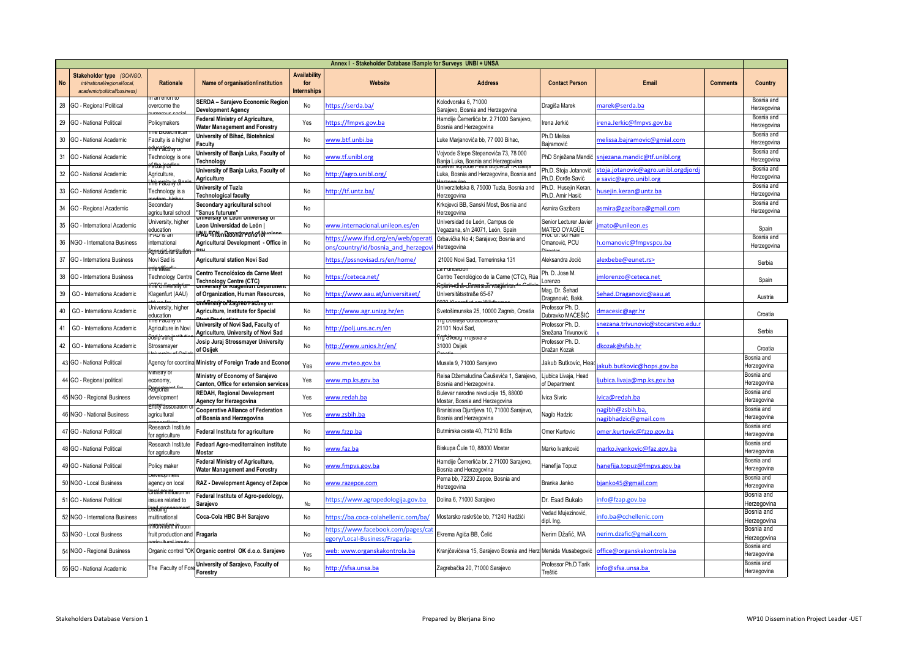| Annex I - Stakeholder Database /Sample for Surveys UNBI + UNSA | | | | | | | | | | |
|---|---|---|---|---|---|---|---|---|---|---|
| No | Stakeholder type (GO/NGO, int/national/regional/local, academic/political/business) | Rationale | Name of organisation/institution | Availability for Internships | Website | Address | Contact Person | Email | Comments | Country |
| 28 | GO - Regional Political | In an effort to overcome the numerous social | SERDA – Sarajevo Economic Region Development Agency | No | https://serda.ba/ | Kolodvorska 6, 71000 Sarajevo, Bosnia and Herzegovina | Dragiša Marek | marek@serda.ba | | Bosnia and Herzegovina |
| 29 | GO - National Political | Policymakers | Federal Ministry of Agriculture, Water Management and Forestry | Yes | https://fmpvs.gov.ba | Hamdije Čemerlića br. 2 71000 Sarajevo, Bosnia and Herzegovina | Irena Jerkić | irena.Jerkic@fmpvs.gov.ba | | Bosnia and Herzegovina |
| 30 | GO - National Academic | The Biotechnical Faculty is a higher education | University of Bihać, Biotehnical Faculty | No | www.btf.unbi.ba | Luke Marjanovića bb, 77 000 Bihac, | Ph.D Melisa Bajramović | melissa.bajramovic@gmial.com | | Bosnia and Herzegovina |
| 31 | GO - National Academic | The Faculty of Technology is one of the leading | University of Banja Luka, Faculty of Technology | No | www.tf.unibl.org | Vojvode Stepe Stepanovića 73, 78 000 Banja Luka, Bosnia and Herzegovina | PhD Snježana Mandić | snjezana.mandic@tf.unibl.org | | Bosnia and Herzegovina |
| 32 | GO - National Academic | Faculty of Agriculture, University in Banja | University of Banja Luka, Faculty of Agriculture | No | http://agro.unibl.org/ | Bulevar vojvode Petra Bojovića 1A Banja Luka, Bosnia and Herzegovina, Bosnia and Herzegovina | Ph.D. Stoja Jotanović Ph.D. Đorđe Savić | stoja.jotanovic@agro.unibl.orgdjordje savic@agro.unibl.org | | Bosnia and Herzegovina |
| 33 | GO - National Academic | The Faculty of Technology is a modern, higher | University of Tuzla Technological faculty | No | http://tf.untz.ba/ | Univerzitetska 8, 75000 Tuzla, Bosnia and Herzegovina | Ph.D. Husejin Keran, Ph.D. Amir Hasić | husejin.keran@untz.ba | | Bosnia and Herzegovina |
| 34 | GO - Regional Academic | Secondary agricultural school | Secondary agricultural school "Sanus futurum" | No | | Krkojevci BB, Sanski Most, Bosnia and Herzegovina | Asmira Gazibara | asmira@gazibara@gmail.com | | Bosnia and Herzegovina |
| 35 | GO - International Academic | University, higher education | University of León University of León Universidad de León \| | No | www.internacional.unileon.es/en | Universidad de León, Campus de Vegazana, s/n 24071, León, Spain | Senior Lecturer Javier MATEO OYAGÜE | jmato@unileon.es | | Spain |
| 36 | NGO - Internationa Business | IFAD is an international financial institution | IFAD-International Fund for Agricultural Development - Office in BiH | No | https://www.ifad.org/en/web/operations/country/id/bosnia_and_herzegovi | Grbavička No 4; Sarajevo; Bosnia and Herzegovina | Prof. dr. sci Hali Omanović, PCU Director | h.omanovic@fmpvspcu.ba | | Bosnia and Herzegovina |
| 37 | GO - Internationa Business | Agricultural station Novi Sad is | Agricultural station Novi Sad | | https://pssnovisad.rs/en/home/ | 21000 Novi Sad, Temerinska 131 | Aleksandra Jocić | alexbebe@eunet.rs> | | Serbia |
| 38 | GO - Internationa Business | The Meat Technology Centre (CTC) | Centro Tecnolóxico da Carne Meat Technology Centre (CTC) | No | https://ceteca.net/ | La Fundacion Centro Tecnológico de la Carne (CTC), Rúa Galicia nº 4 - Parque Tecnológico de Galicia | Ph. D. Jose M. Lorenzo | jmlorenzo@ceteca.net | | Spain |
| 39 | GO - Internationa Business | The University of Klagenfurt (AAU) | University of Klagenfurt Department of Organization, Human Resources, | No | https://www.aau.at/universitaet/ | Alpen-Adria-Universität Klagenfurt Universitätsstraße 65-67 9020 Klagenfurt am Wörthersee | Mag. Dr. Šehad Draganović, Bakk. | Sehad.Draganovic@aau.at | | Austria |
| 40 | GO - Internationa Academic | University, higher education | University of Zagreb Faculty of Agriculture, Institute for Special Plant Production | No | http://www.agr.unizg.hr/en | Svetošimunska 25, 10000 Zagreb, Croatia | Professor Ph. D. Dubravko MAĆEŠIĆ | dmacesic@agr.hr | | Croatia |
| 41 | GO - Internationa Academic | The Faculty of Agriculture in Novi | University of Novi Sad, Faculty of Agriculture, University of Novi Sad | No | http://polj.uns.ac.rs/en | Trg Dositeja Obradovića 8, 21101 Novi Sad, | Professor Ph. D. Snežana Trivunović | snezana.trivunovic@stocarstvo.edu.rs | | Serbia |
| 42 | GO - Internationa Academic | Josip Juraj Strossmayer University of Osijek | Josip Juraj Strossmayer University of Osijek | No | http://www.unios.hr/en/ | Trg Svetog Trojstva 3 31000 Osijek Croatia | Professor Ph. D. Dražan Kozak | dkozak@sfsb.hr | | Croatia |
| 43 | GO - National Political | Agency for coordina | Ministry of Foreign Trade and Econor | Yes | www.mvteo.gov.ba | Musala 9, 71000 Sarajevo | Jakub Butkovic, Head | jakub.butkovic@hops.gov.ba | | Bosnia and Herzegovina |
| 44 | GO - Regional political | Ministry of economy, | Ministry of Economy of Sarajevo Canton, Office for extension services | Yes | www.mp.ks.gov.ba | Reisa Džemaludina Čauševića 1, Sarajevo, Bosnia and Herzegovina. | Ljubica Livaja, Head of Department | ljubica.livaja@mp.ks.gov.ba | | Bosnia and Herzegovina |
| 45 | NGO - Regional Business | Regional development | REDAH, Regional Development Agency for Herzegovina | Yes | www.redah.ba | Bulevar narodne revolucije 15, 88000 Mostar, Bosnia and Herzegovina | Ivica Sivric | ivica@redah.ba | | Bosnia and Herzegovina |
| 46 | NGO - National Business | Entity association of agricultural cooperatives | Cooperative Alliance of Federation of Bosnia and Herzegovina | Yes | www.zsbih.ba | Branislava Djurdjeva 10, 71000 Sarajevo, Bosnia and Herzegovina | Nagib Hadzic | nagibh@zsbih.ba, nagibhadzic@gmail.com | | Bosnia and Herzegovina |
| 47 | GO - National Political | Research Institute for agriculture | Federal Institute for agriculture | No | www.fzzp.ba | Butmirska cesta 40, 71210 Ilidža | Omer Kurtovic | omer.kurtovic@fzzp.gov.ba | | Bosnia and Herzegovina |
| 48 | GO - National Political | Research Institute for agriculture | Fedearl Agro-mediterrainen institute Mostar | No | www.faz.ba | Biskupa Čule 10, 88000 Mostar | Marko Ivanković | marko.ivankovic@faz.gov.ba | | Bosnia and Herzegovina |
| 49 | GO - National Political | Policy maker | Federal Ministry of Agriculture, Water Management and Forestry | No | www.fmpvs.gov.ba | Hamdije Čemerlića br. 2 71000 Sarajevo, Bosnia and Herzegovina | Hanefija Topuz | hanefija.topuz@fmpvs.gov.ba | | Bosnia and Herzegovina |
| 50 | NGO - Local Business | Development agency on local level | RAZ - Development Agency of Zepce | No | www.razepce.com | Perna bb, 72230 Zepce, Bosnia and Herzegovina | Branka Janko | bjanko45@gmail.com | | Bosnia and Herzegovina |
| 51 | GO - National Political | Crucial institution in issues related to land management | Federal Institute of Agro-pedology, Sarajevo | No | https://www.agropedologija.gov.ba | Dolina 6, 71000 Sarajevo | Dr. Esad Bukalo | info@fzap.gov.ba | | Bosnia and Herzegovina |
| 52 | NGO - Internationa Business | Leading multinational innovation in | Coca-Cola HBC B-H Sarajevo | No | https://ba.coca-colahellenic.com/ba/ | Mostarsko raskršće bb, 71240 Hadžići | Vedad Mujezinović, dipl. Ing. | info.ba@cchellenic.com | | Bosnia and Herzegovina |
| 53 | NGO - Local Business | Involvment in both fruit production and agricultural inputs | Fragaria | No | https://www.facebook.com/pages/category/Local-Business/Fragaria- | Ekrema Agića BB, Čelić | Nerim Džafić, MA | nerim.dzafic@gmail.com | | Bosnia and Herzegovina |
| 54 | NGO - Regional Business | Organic control "OK | Organic control OK d.o.o. Sarajevo | Yes | web: www.organskakontrola.ba | Kranjčevićeva 15, Sarajevo Bosnia and Herz | Mersida Musabegović | office@organskakontrola.ba | | Bosnia and Herzegovina |
| 55 | GO - National Academic | The Faculty of Fore | University of Sarajevo, Faculty of Forestry | No | http://sfsa.unsa.ba | Zagrebačka 20, 71000 Sarajevo | Professor Ph.D Tarik Treštić | info@sfsa.unsa.ba | | Bosnia and Herzegovina |

Stakeholders Database Version 1 — Prepared by Blerjana Bino — WP10 Dissemination Project Leader -UET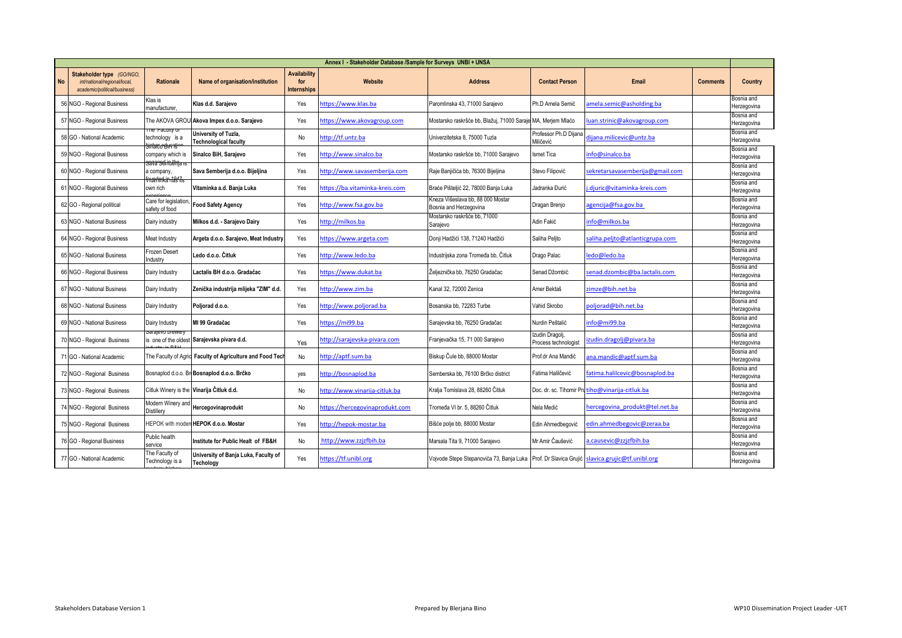| Annex I - Stakeholder Database /Sample for Surveys UNBI + UNSA | | | | | | | | | | |
|---|---|---|---|---|---|---|---|---|---|---|
| No | Stakeholder type (GO/NGO, int/national/regional/local, academic/political/business) | Rationale | Name of organisation/institution | Availability for Internships | Website | Address | Contact Person | Email | Comments | Country |
| 56 | NGO - Regional Business | Klas is manufacturer, | Klas d.d. Sarajevo | Yes | https://www.klas.ba | Paromlinska 43, 71000 Sarajevo | Ph.D Amela Semić | amela.semic@asholding.ba | | Bosnia and Herzegovina |
| 57 | NGO - Regional Business | The AKOVA GROU | Akova Impex d.o.o. Sarajevo | Yes | https://www.akovagroup.com | Mostarsko raskršće bb, Blažuj, 71000 Saraje | MA, Merjem Mlaćo | luan.strinic@akovagroup.com | | Bosnia and Herzegovina |
| 58 | GO - National Academic | The Faculty of technology is a higher education | University of Tuzla, Technological faculty | No | http://tf.untz.ba | Univerzitetska 8, 75000 Tuzla | Professor Ph.D Dijana Miličević | dijana.milicevic@untz.ba | | Bosnia and Herzegovina |
| 59 | NGO - Regional Business | Sinalco BiH is company which is | Sinalco BiH, Sarajevo | Yes | http://www.sinalco.ba | Mostarsko raskršće bb, 71000 Sarajevo | Ismet Tica | info@sinalco.ba | | Bosnia and Herzegovina |
| 60 | NGO - Regional Business | Sava Semberija is a company, founded in 1947 | Sava Semberija d.o.o. Bijeljina | Yes | http://www.savasemberija.com | Raje Banjičića bb, 76300 Bijeljina | Stevo Filipović | sekretarsavasemberija@gmail.com | | Bosnia and Herzegovina |
| 61 | NGO - Regional Business | Vitaminka has its own rich experience | Vitaminka a.d. Banja Luka | Yes | https://ba.vitaminka-kreis.com | Braće Pišteljić 22, 78000 Banja Luka | Jadranka Đurić | j.djuric@vitaminka-kreis.com | | Bosnia and Herzegovina |
| 62 | GO - Regional political | Care for legislation, safety of food | Food Safety Agency | Yes | http://www.fsa.gov.ba | Kneza Višeslava bb, 88 000 Mostar Bosnia and Herzegovina | Dragan Brenjo | agencija@fsa.gov.ba | | Bosnia and Herzegovina |
| 63 | NGO - National Business | Dairy industry | Milkos d.d. - Sarajevo Dairy | Yes | http://milkos.ba | Mostarsko raskršće bb, 71000 Sarajevo | Adin Fakić | info@milkos.ba | | Bosnia and Herzegovina |
| 64 | NGO - Regional Business | Meat Industry | Argeta d.o.o. Sarajevo, Meat Industry | Yes | https://www.argeta.com | Donji Hadžići 138, 71240 Hadžići | Saliha Peljto | saliha.peljto@atlanticgrupa.com | | Bosnia and Herzegovina |
| 65 | NGO - National Business | Frozen Desert Industry | Ledo d.o.o. Čitluk | Yes | http://www.ledo.ba | Industrijska zona Tromeđa bb, Čitluk | Drago Palac | ledo@ledo.ba | | Bosnia and Herzegovina |
| 66 | NGO - Regional Business | Dairy Industry | Lactalis BH d.o.o. Gradačac | Yes | https://www.dukat.ba | Željeznička bb, 76250 Gradačac | Senad Džombić | senad.dzombic@ba.lactalis.com | | Bosnia and Herzegovina |
| 67 | NGO - National Business | Dairy Industry | Zenička industrija mlijeka "ZIM" d.d. | Yes | http://www.zim.ba | Kanal 32, 72000 Zenica | Amer Bektaš | zimze@bih.net.ba | | Bosnia and Herzegovina |
| 68 | NGO - National Business | Dairy Industry | Poljorad d.o.o. | Yes | http://www.poljorad.ba | Bosanska bb, 72283 Turbe | Vahid Skrobo | poljorad@bih.net.ba | | Bosnia and Herzegovina |
| 69 | NGO - National Business | Dairy Industry | MI 99 Gradačac | Yes | https://mi99.ba | Sarajevska bb, 76250 Gradačac | Nurdin Peštalić | info@mi99.ba | | Bosnia and Herzegovina |
| 70 | NGO - Regional Business | Sarajevo brewery is one of the oldest industry in B&H | Sarajevska pivara d.d. | Yes | http://sarajevska-pivara.com | Franjevačka 15, 71 000 Sarajevo | Izudin Dragolj, Process technologist | izudin.dragolj@pivara.ba | | Bosnia and Herzegovina |
| 71 | GO - National Academic | The Faculty of Agric | Faculty of Agriculture and Food Tech | No | http://aptf.sum.ba | Biskup Čule bb, 88000 Mostar | Prof.dr Ana Mandić | ana.mandic@aptf.sum.ba | | Bosnia and Herzegovina |
| 72 | NGO - Regional Business | Bosnaplod d.o.o. Br | Bosnaplod d.o.o. Brčko | yes | http://bosnaplod.ba | Semberska bb, 76100 Brčko district | Fatima Halilčević | fatima.halilcevic@bosnaplod.ba | | Bosnia and Herzegovina |
| 73 | NGO - Regional Business | Citluk Winery is the | Vinarija Čitluk d.d. | No | http://www.vinarija-citluk.ba | Kralja Tomislava 28, 88260 Čitluk | Doc. dr. sc. Tihomir Pr | tiho@vinarija-citluk.ba | | Bosnia and Herzegovina |
| 74 | NGO - Regional Business | Modern Winery and Distillery | Hercegovinaprodukt | No | https://hercegovinaprodukt.com | Tromeđa VI br. 5, 88260 Čitluk | Nela Medić | hercegovina_produkt@tel.net.ba | | Bosnia and Herzegovina |
| 75 | NGO - Regional Business | HEPOK with moder | HEPOK d.o.o. Mostar | Yes | http://hepok-mostar.ba | Bišće polje bb, 88000 Mostar | Edin Ahmedbegović | edin.ahmedbegovic@zeraa.ba | | Bosnia and Herzegovina |
| 76 | GO - Regional Business | Public health service | Institute for Public Healt of FB&H | No | http://www.zzjzfbih.ba | Marsala Tita 9, 71000 Sarajevo | Mr Amir Čaušević | a.causevic@zzjzfbih.ba | | Bosnia and Herzegovina |
| 77 | GO - National Academic | The Faculty of Technology is a modern higher | University of Banja Luka, Faculty of Techology | Yes | https://tf.unibl.org | Vojvode Stepe Stepanovića 73, Banja Luka | Prof. Dr Slavica Grujić | slavica.grujic@tf.unibl.org | | Bosnia and Herzegovina |